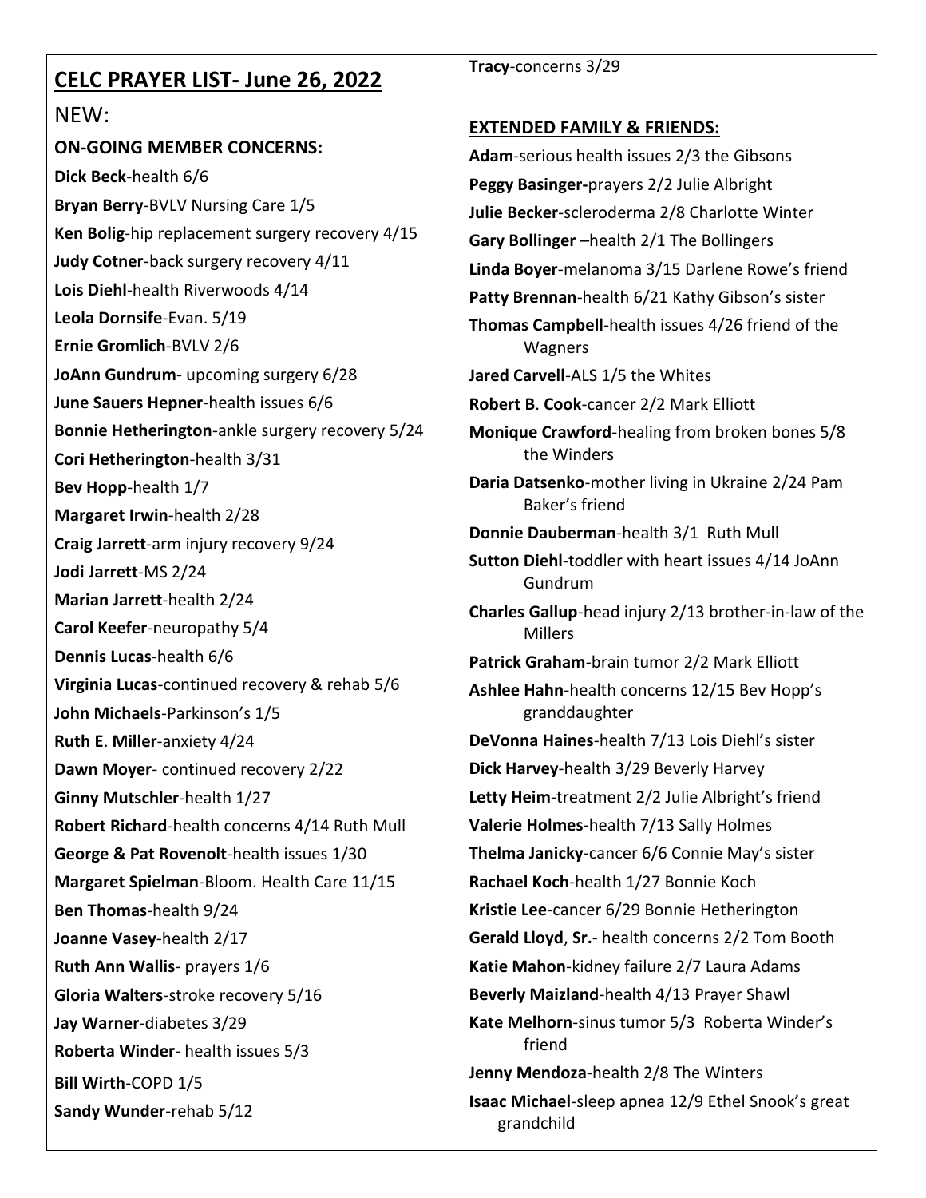## CELC PRAYER LIST- June 26, 2022

NEW:

**ON-GOING MEMBER CONCERNS:**

**Dick Beck**-health 6/6
**Bryan Berry**-BVLV Nursing Care 1/5
**Ken Bolig**-hip replacement surgery recovery 4/15
**Judy Cotner**-back surgery recovery 4/11
**Lois Diehl**-health Riverwoods 4/14
**Leola Dornsife**-Evan. 5/19
**Ernie Gromlich**-BVLV 2/6
**JoAnn Gundrum**- upcoming surgery 6/28
**June Sauers Hepner**-health issues 6/6
**Bonnie Hetherington**-ankle surgery recovery 5/24
**Cori Hetherington**-health 3/31
**Bev Hopp**-health 1/7
**Margaret Irwin**-health 2/28
**Craig Jarrett**-arm injury recovery 9/24
**Jodi Jarrett**-MS 2/24
**Marian Jarrett**-health 2/24
**Carol Keefer**-neuropathy 5/4
**Dennis Lucas**-health 6/6
**Virginia Lucas**-continued recovery & rehab 5/6
**John Michaels**-Parkinson's 1/5
**Ruth E**. **Miller**-anxiety 4/24
**Dawn Moyer**- continued recovery 2/22
**Ginny Mutschler**-health 1/27
**Robert Richard**-health concerns 4/14 Ruth Mull
**George & Pat Rovenolt**-health issues 1/30
**Margaret Spielman**-Bloom. Health Care 11/15
**Ben Thomas**-health 9/24
**Joanne Vasey**-health 2/17
**Ruth Ann Wallis**- prayers 1/6
**Gloria Walters**-stroke recovery 5/16
**Jay Warner**-diabetes 3/29
**Roberta Winder**- health issues 5/3
**Bill Wirth**-COPD 1/5
**Sandy Wunder**-rehab 5/12
**Tracy**-concerns 3/29

**EXTENDED FAMILY & FRIENDS:**

**Adam**-serious health issues 2/3 the Gibsons
**Peggy Basinger-**prayers 2/2 Julie Albright
**Julie Becker**-scleroderma 2/8 Charlotte Winter
**Gary Bollinger** –health 2/1 The Bollingers
**Linda Boyer**-melanoma 3/15 Darlene Rowe's friend
**Patty Brennan**-health 6/21 Kathy Gibson's sister
**Thomas Campbell**-health issues 4/26 friend of the Wagners
**Jared Carvell**-ALS 1/5 the Whites
**Robert B**. **Cook**-cancer 2/2 Mark Elliott
**Monique Crawford**-healing from broken bones 5/8 the Winders
**Daria Datsenko**-mother living in Ukraine 2/24 Pam Baker's friend
**Donnie Dauberman**-health 3/1 Ruth Mull
**Sutton Diehl**-toddler with heart issues 4/14 JoAnn Gundrum
**Charles Gallup**-head injury 2/13 brother-in-law of the Millers
**Patrick Graham**-brain tumor 2/2 Mark Elliott
**Ashlee Hahn**-health concerns 12/15 Bev Hopp's granddaughter
**DeVonna Haines**-health 7/13 Lois Diehl's sister
**Dick Harvey**-health 3/29 Beverly Harvey
**Letty Heim**-treatment 2/2 Julie Albright's friend
**Valerie Holmes**-health 7/13 Sally Holmes
**Thelma Janicky**-cancer 6/6 Connie May's sister
**Rachael Koch**-health 1/27 Bonnie Koch
**Kristie Lee**-cancer 6/29 Bonnie Hetherington
**Gerald Lloyd**, **Sr.**- health concerns 2/2 Tom Booth
**Katie Mahon**-kidney failure 2/7 Laura Adams
**Beverly Maizland**-health 4/13 Prayer Shawl
**Kate Melhorn**-sinus tumor 5/3 Roberta Winder's friend
**Jenny Mendoza**-health 2/8 The Winters
**Isaac Michael**-sleep apnea 12/9 Ethel Snook's great grandchild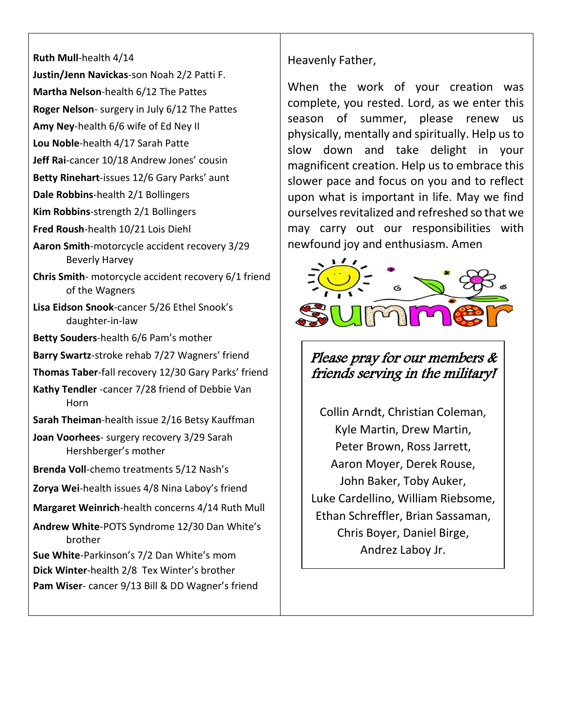**Ruth Mull**-health 4/14

**Justin/Jenn Navickas**-son Noah 2/2 Patti F.

**Martha Nelson**-health 6/12 The Pattes

**Roger Nelson**- surgery in July 6/12 The Pattes

**Amy Ney**-health 6/6 wife of Ed Ney II

**Lou Noble**-health 4/17 Sarah Patte

**Jeff Rai**-cancer 10/18 Andrew Jones' cousin

**Betty Rinehart**-issues 12/6 Gary Parks' aunt

**Dale Robbins**-health 2/1 Bollingers

**Kim Robbins**-strength 2/1 Bollingers

**Fred Roush**-health 10/21 Lois Diehl

**Aaron Smith**-motorcycle accident recovery 3/29 Beverly Harvey

**Chris Smith**- motorcycle accident recovery 6/1 friend of the Wagners

**Lisa Eidson Snook**-cancer 5/26 Ethel Snook's daughter-in-law

**Betty Souders**-health 6/6 Pam's mother

**Barry Swartz**-stroke rehab 7/27 Wagners' friend

**Thomas Taber**-fall recovery 12/30 Gary Parks' friend

**Kathy Tendler** -cancer 7/28 friend of Debbie Van Horn

**Sarah Theiman**-health issue 2/16 Betsy Kauffman

**Joan Voorhees**- surgery recovery 3/29 Sarah Hershberger's mother

**Brenda Voll**-chemo treatments 5/12 Nash's

**Zorya Wei**-health issues 4/8 Nina Laboy's friend

**Margaret Weinrich**-health concerns 4/14 Ruth Mull

**Andrew White**-POTS Syndrome 12/30 Dan White's brother

**Sue White**-Parkinson's 7/2 Dan White's mom

**Dick Winter**-health 2/8 Tex Winter's brother

**Pam Wiser**- cancer 9/13 Bill & DD Wagner's friend

Heavenly Father,

When the work of your creation was complete, you rested. Lord, as we enter this season of summer, please renew us physically, mentally and spiritually. Help us to slow down and take delight in your magnificent creation. Help us to embrace this slower pace and focus on you and to reflect upon what is important in life. May we find ourselves revitalized and refreshed so that we may carry out our responsibilities with newfound joy and enthusiasm. Amen

Summer

*Please pray for our members & friends serving in the military!*

Collin Arndt, Christian Coleman,
Kyle Martin, Drew Martin,
Peter Brown, Ross Jarrett,
Aaron Moyer, Derek Rouse,
John Baker, Toby Auker,
Luke Cardellino, William Riebsome,
Ethan Schreffler, Brian Sassaman,
Chris Boyer, Daniel Birge,
Andrez Laboy Jr.